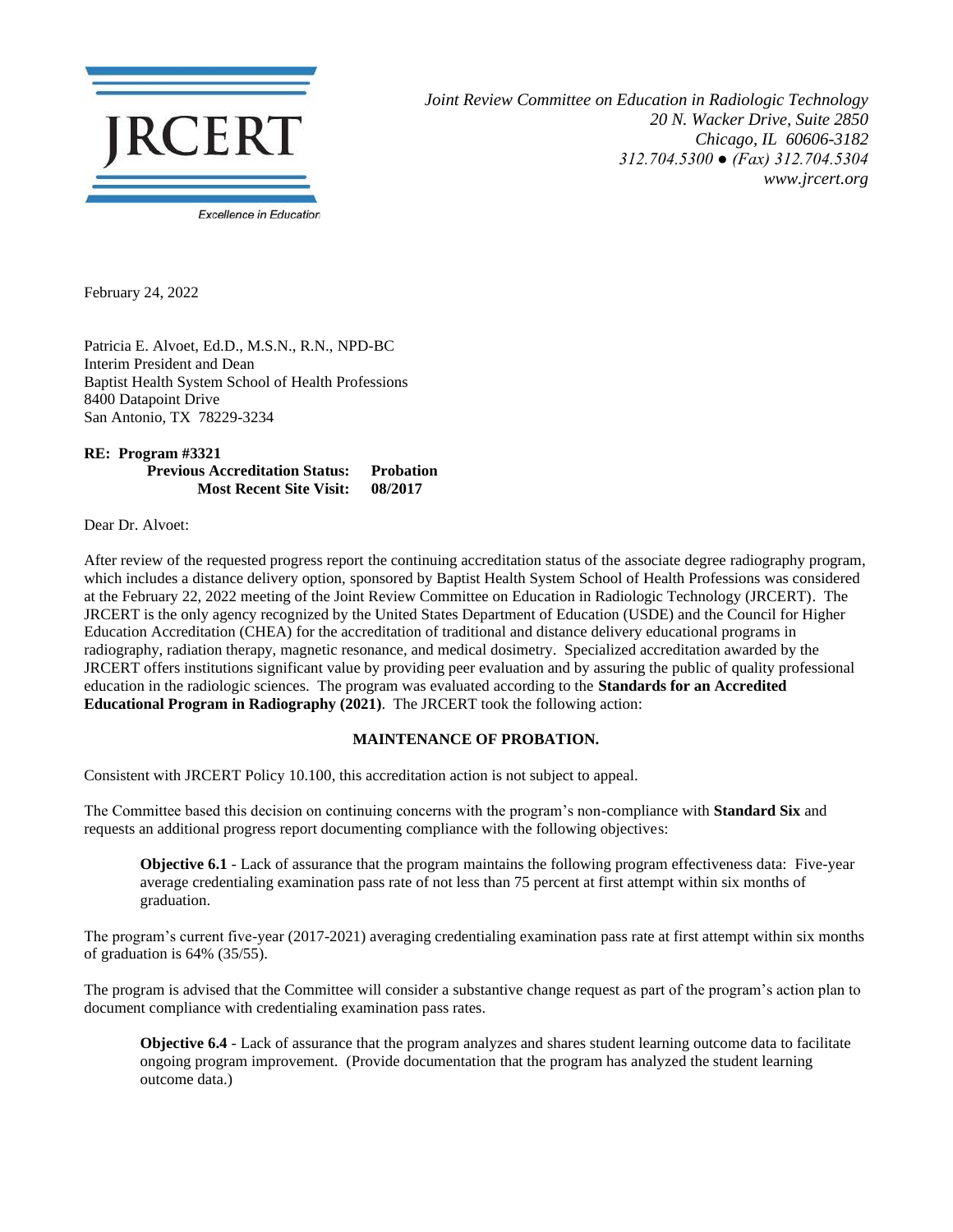JRCERT

Excellence in Education

*Joint Review Committee on Education in Radiologic Technology*
*20 N. Wacker Drive, Suite 2850*
*Chicago, IL 60606-3182*
*312.704.5300 ● (Fax) 312.704.5304*
*www.jrcert.org*

February 24, 2022

Patricia E. Alvoet, Ed.D., M.S.N., R.N., NPD-BC
Interim President and Dean
Baptist Health System School of Health Professions
8400 Datapoint Drive
San Antonio, TX 78229-3234

**RE: Program #3321**
**Previous Accreditation Status: Probation**
**Most Recent Site Visit: 08/2017**

Dear Dr. Alvoet:

After review of the requested progress report the continuing accreditation status of the associate degree radiography program, which includes a distance delivery option, sponsored by Baptist Health System School of Health Professions was considered at the February 22, 2022 meeting of the Joint Review Committee on Education in Radiologic Technology (JRCERT). The JRCERT is the only agency recognized by the United States Department of Education (USDE) and the Council for Higher Education Accreditation (CHEA) for the accreditation of traditional and distance delivery educational programs in radiography, radiation therapy, magnetic resonance, and medical dosimetry. Specialized accreditation awarded by the JRCERT offers institutions significant value by providing peer evaluation and by assuring the public of quality professional education in the radiologic sciences. The program was evaluated according to the **Standards for an Accredited Educational Program in Radiography (2021)**. The JRCERT took the following action:

**MAINTENANCE OF PROBATION.**

Consistent with JRCERT Policy 10.100, this accreditation action is not subject to appeal.

The Committee based this decision on continuing concerns with the program's non-compliance with **Standard Six** and requests an additional progress report documenting compliance with the following objectives:

> **Objective 6.1** - Lack of assurance that the program maintains the following program effectiveness data: Five-year average credentialing examination pass rate of not less than 75 percent at first attempt within six months of graduation.

The program's current five-year (2017-2021) averaging credentialing examination pass rate at first attempt within six months of graduation is 64% (35/55).

The program is advised that the Committee will consider a substantive change request as part of the program's action plan to document compliance with credentialing examination pass rates.

> **Objective 6.4** - Lack of assurance that the program analyzes and shares student learning outcome data to facilitate ongoing program improvement. (Provide documentation that the program has analyzed the student learning outcome data.)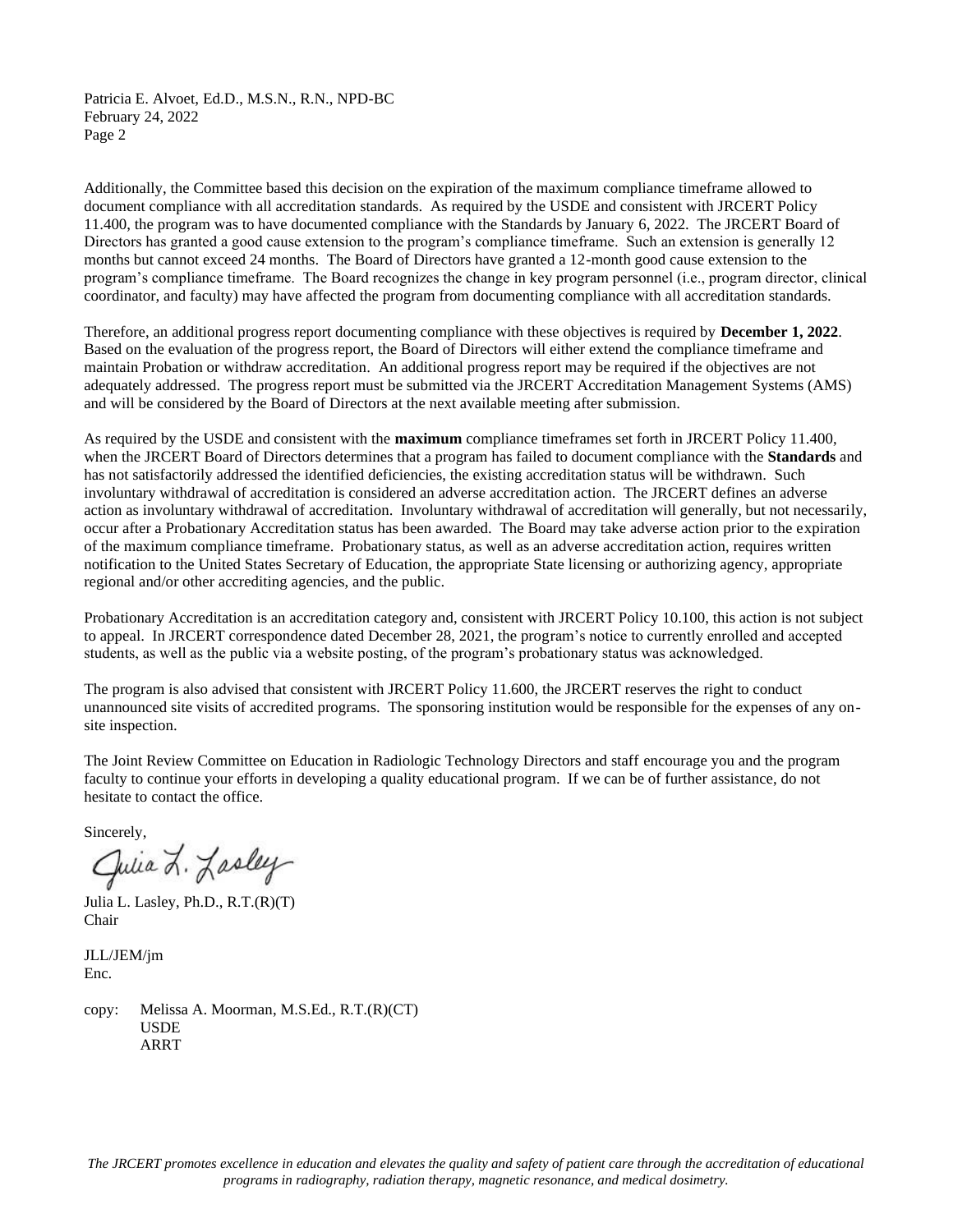Additionally, the Committee based this decision on the expiration of the maximum compliance timeframe allowed to document compliance with all accreditation standards. As required by the USDE and consistent with JRCERT Policy 11.400, the program was to have documented compliance with the Standards by January 6, 2022. The JRCERT Board of Directors has granted a good cause extension to the program's compliance timeframe. Such an extension is generally 12 months but cannot exceed 24 months. The Board of Directors have granted a 12-month good cause extension to the program's compliance timeframe. The Board recognizes the change in key program personnel (i.e., program director, clinical coordinator, and faculty) may have affected the program from documenting compliance with all accreditation standards.

Therefore, an additional progress report documenting compliance with these objectives is required by **December 1, 2022**. Based on the evaluation of the progress report, the Board of Directors will either extend the compliance timeframe and maintain Probation or withdraw accreditation. An additional progress report may be required if the objectives are not adequately addressed. The progress report must be submitted via the JRCERT Accreditation Management Systems (AMS) and will be considered by the Board of Directors at the next available meeting after submission.

As required by the USDE and consistent with the **maximum** compliance timeframes set forth in JRCERT Policy 11.400, when the JRCERT Board of Directors determines that a program has failed to document compliance with the **Standards** and has not satisfactorily addressed the identified deficiencies, the existing accreditation status will be withdrawn. Such involuntary withdrawal of accreditation is considered an adverse accreditation action. The JRCERT defines an adverse action as involuntary withdrawal of accreditation. Involuntary withdrawal of accreditation will generally, but not necessarily, occur after a Probationary Accreditation status has been awarded. The Board may take adverse action prior to the expiration of the maximum compliance timeframe. Probationary status, as well as an adverse accreditation action, requires written notification to the United States Secretary of Education, the appropriate State licensing or authorizing agency, appropriate regional and/or other accrediting agencies, and the public.

Probationary Accreditation is an accreditation category and, consistent with JRCERT Policy 10.100, this action is not subject to appeal. In JRCERT correspondence dated December 28, 2021, the program's notice to currently enrolled and accepted students, as well as the public via a website posting, of the program's probationary status was acknowledged.

The program is also advised that consistent with JRCERT Policy 11.600, the JRCERT reserves the right to conduct unannounced site visits of accredited programs. The sponsoring institution would be responsible for the expenses of any on-site inspection.

The Joint Review Committee on Education in Radiologic Technology Directors and staff encourage you and the program faculty to continue your efforts in developing a quality educational program. If we can be of further assistance, do not hesitate to contact the office.

Sincerely,

Julia L. Lasley

Julia L. Lasley, Ph.D., R.T.(R)(T)
Chair

JLL/JEM/jm
Enc.

copy: Melissa A. Moorman, M.S.Ed., R.T.(R)(CT)
USDE
ARRT

*The JRCERT promotes excellence in education and elevates the quality and safety of patient care through the accreditation of educational programs in radiography, radiation therapy, magnetic resonance, and medical dosimetry.*